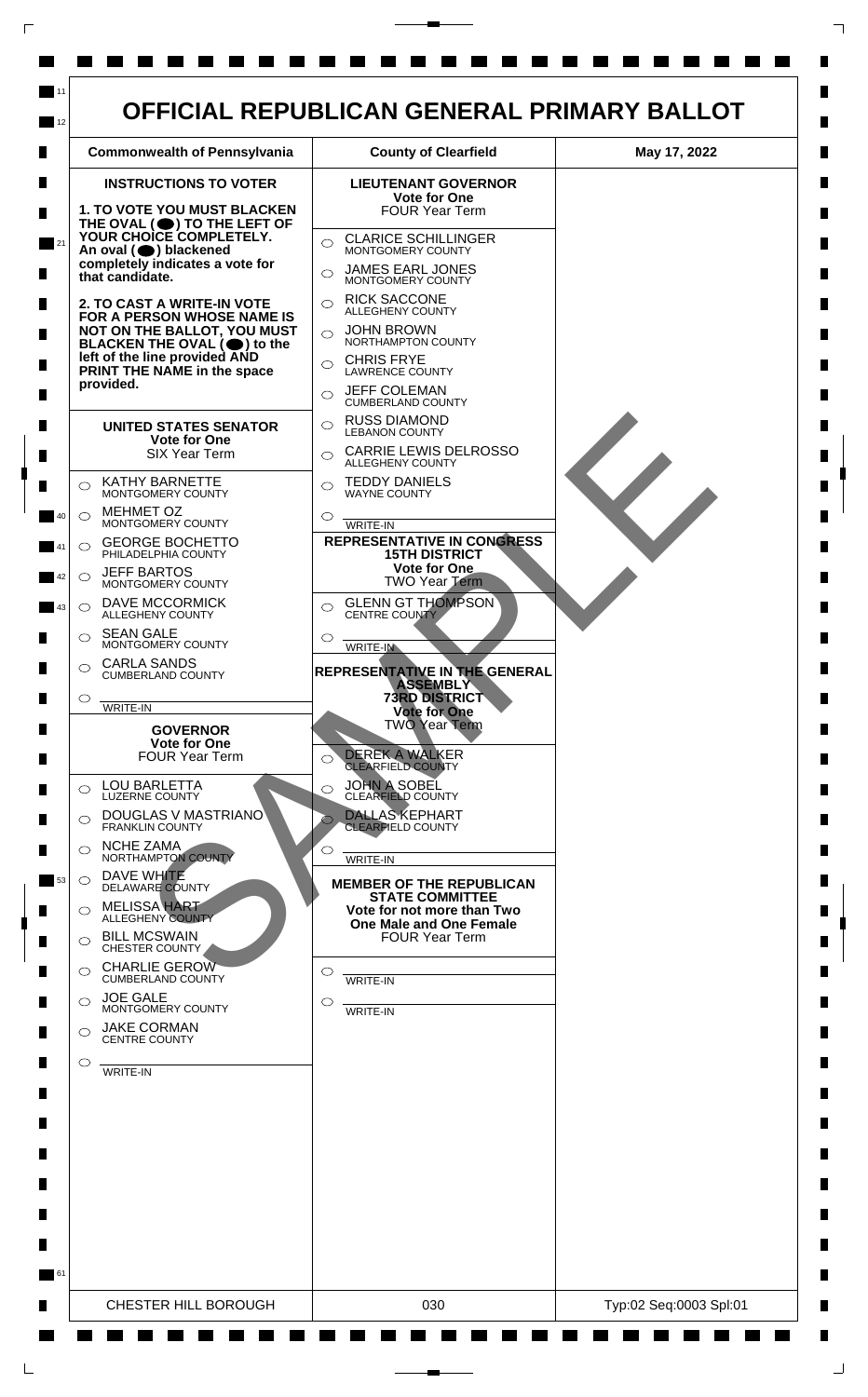# OFFICIAL REPUBLICAN GENERAL PRIMARY BALLOT

| Commonwealth of Pennsylvania | County of Clearfield | May 17, 2022 |
| --- | --- | --- |

## INSTRUCTIONS TO VOTER

**1. TO VOTE YOU MUST BLACKEN THE OVAL (●) TO THE LEFT OF YOUR CHOICE COMPLETELY. An oval (●) blackened completely indicates a vote for that candidate.**

**2. TO CAST A WRITE-IN VOTE FOR A PERSON WHOSE NAME IS NOT ON THE BALLOT, YOU MUST BLACKEN THE OVAL (●) to the left of the line provided AND PRINT THE NAME in the space provided.**

## UNITED STATES SENATOR
**Vote for One**
SIX Year Term

- ○ KATHY BARNETTE — MONTGOMERY COUNTY
- ○ MEHMET OZ — MONTGOMERY COUNTY
- ○ GEORGE BOCHETTO — PHILADELPHIA COUNTY
- ○ JEFF BARTOS — MONTGOMERY COUNTY
- ○ DAVE MCCORMICK — ALLEGHENY COUNTY
- ○ SEAN GALE — MONTGOMERY COUNTY
- ○ CARLA SANDS — CUMBERLAND COUNTY
- ○ ______ WRITE-IN

## GOVERNOR
**Vote for One**
FOUR Year Term

- ○ LOU BARLETTA — LUZERNE COUNTY
- ○ DOUGLAS V MASTRIANO — FRANKLIN COUNTY
- ○ NCHE ZAMA — NORTHAMPTON COUNTY
- ○ DAVE WHITE — DELAWARE COUNTY
- ○ MELISSA HART — ALLEGHENY COUNTY
- ○ BILL MCSWAIN — CHESTER COUNTY
- ○ CHARLIE GEROW — CUMBERLAND COUNTY
- ○ JOE GALE — MONTGOMERY COUNTY
- ○ JAKE CORMAN — CENTRE COUNTY
- ○ ______ WRITE-IN

## LIEUTENANT GOVERNOR
**Vote for One**
FOUR Year Term

- ○ CLARICE SCHILLINGER — MONTGOMERY COUNTY
- ○ JAMES EARL JONES — MONTGOMERY COUNTY
- ○ RICK SACCONE — ALLEGHENY COUNTY
- ○ JOHN BROWN — NORTHAMPTON COUNTY
- ○ CHRIS FRYE — LAWRENCE COUNTY
- ○ JEFF COLEMAN — CUMBERLAND COUNTY
- ○ RUSS DIAMOND — LEBANON COUNTY
- ○ CARRIE LEWIS DELROSSO — ALLEGHENY COUNTY
- ○ TEDDY DANIELS — WAYNE COUNTY
- ○ ______ WRITE-IN

## REPRESENTATIVE IN CONGRESS 15TH DISTRICT
**Vote for One**
TWO Year Term

- ○ GLENN GT THOMPSON — CENTRE COUNTY
- ○ ______ WRITE-IN

## REPRESENTATIVE IN THE GENERAL ASSEMBLY 73RD DISTRICT
**Vote for One**
TWO Year Term

- ○ DEREK A WALKER — CLEARFIELD COUNTY
- ○ JOHN A SOBEL — CLEARFIELD COUNTY
- ○ DALLAS KEPHART — CLEARFIELD COUNTY
- ○ ______ WRITE-IN

## MEMBER OF THE REPUBLICAN STATE COMMITTEE
**Vote for not more than Two**
**One Male and One Female**
FOUR Year Term

- ○ ______ WRITE-IN
- ○ ______ WRITE-IN

SAMPLE

| CHESTER HILL BOROUGH | 030 | Typ:02 Seq:0003 Spl:01 |
| --- | --- | --- |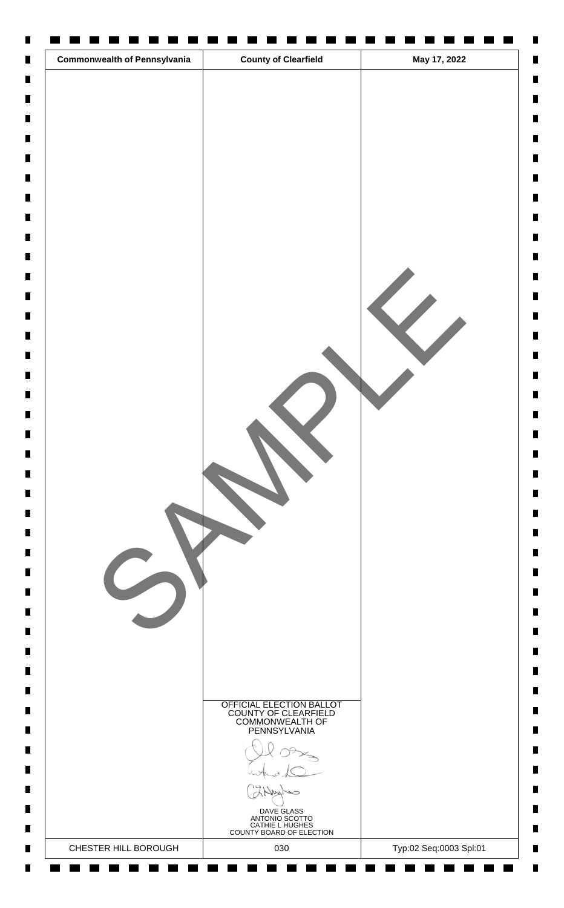| Commonwealth of Pennsylvania | County of Clearfield | May 17, 2022 |
|---|---|---|

SAMPLE

OFFICIAL ELECTION BALLOT
COUNTY OF CLEARFIELD
COMMONWEALTH OF
PENNSYLVANIA

DAVE GLASS
ANTONIO SCOTTO
CATHIE L HUGHES
COUNTY BOARD OF ELECTION

| CHESTER HILL BOROUGH | 030 | Typ:02 Seq:0003 Spl:01 |
|---|---|---|